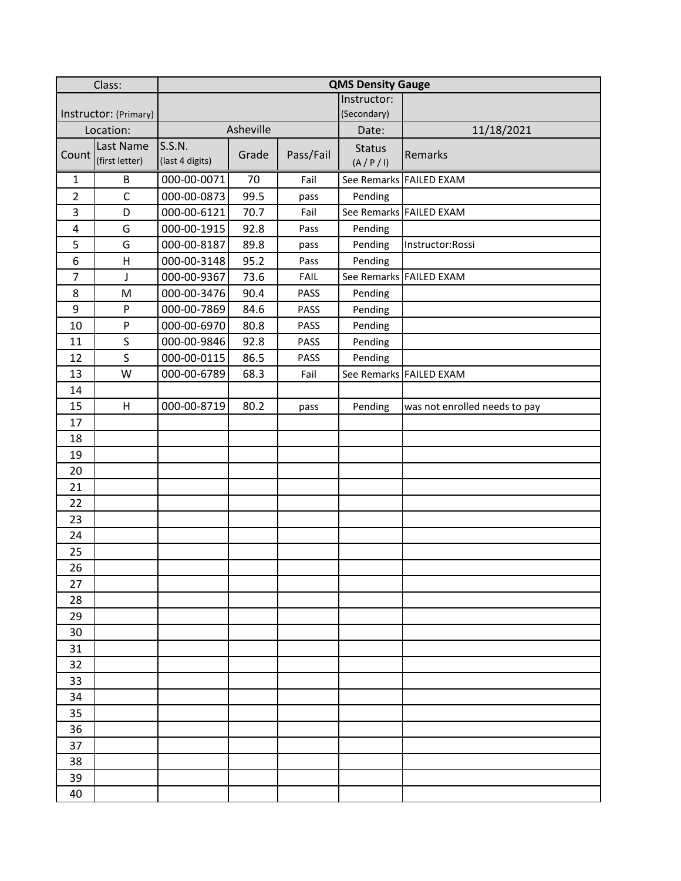| Class: | QMS Density Gauge | | | | |
|---|---|---|---|---|---|
| Instructor: (Primary) | | | | Instructor: (Secondary) | |
| Location: | Asheville | | | Date: | 11/18/2021 |

| Count | Last Name (first letter) | S.S.N. (last 4 digits) | Grade | Pass/Fail | Status (A / P / I) | Remarks |
|---|---|---|---|---|---|---|
| 1 | B | 000-00-0071 | 70 | Fail | See Remarks | FAILED EXAM |
| 2 | C | 000-00-0873 | 99.5 | pass | Pending | |
| 3 | D | 000-00-6121 | 70.7 | Fail | See Remarks | FAILED EXAM |
| 4 | G | 000-00-1915 | 92.8 | Pass | Pending | |
| 5 | G | 000-00-8187 | 89.8 | pass | Pending | Instructor:Rossi |
| 6 | H | 000-00-3148 | 95.2 | Pass | Pending | |
| 7 | J | 000-00-9367 | 73.6 | FAIL | See Remarks | FAILED EXAM |
| 8 | M | 000-00-3476 | 90.4 | PASS | Pending | |
| 9 | P | 000-00-7869 | 84.6 | PASS | Pending | |
| 10 | P | 000-00-6970 | 80.8 | PASS | Pending | |
| 11 | S | 000-00-9846 | 92.8 | PASS | Pending | |
| 12 | S | 000-00-0115 | 86.5 | PASS | Pending | |
| 13 | W | 000-00-6789 | 68.3 | Fail | See Remarks | FAILED EXAM |
| 14 | | | | | | |
| 15 | H | 000-00-8719 | 80.2 | pass | Pending | was not enrolled needs to pay |
| 17 | | | | | | |
| 18 | | | | | | |
| 19 | | | | | | |
| 20 | | | | | | |
| 21 | | | | | | |
| 22 | | | | | | |
| 23 | | | | | | |
| 24 | | | | | | |
| 25 | | | | | | |
| 26 | | | | | | |
| 27 | | | | | | |
| 28 | | | | | | |
| 29 | | | | | | |
| 30 | | | | | | |
| 31 | | | | | | |
| 32 | | | | | | |
| 33 | | | | | | |
| 34 | | | | | | |
| 35 | | | | | | |
| 36 | | | | | | |
| 37 | | | | | | |
| 38 | | | | | | |
| 39 | | | | | | |
| 40 | | | | | | |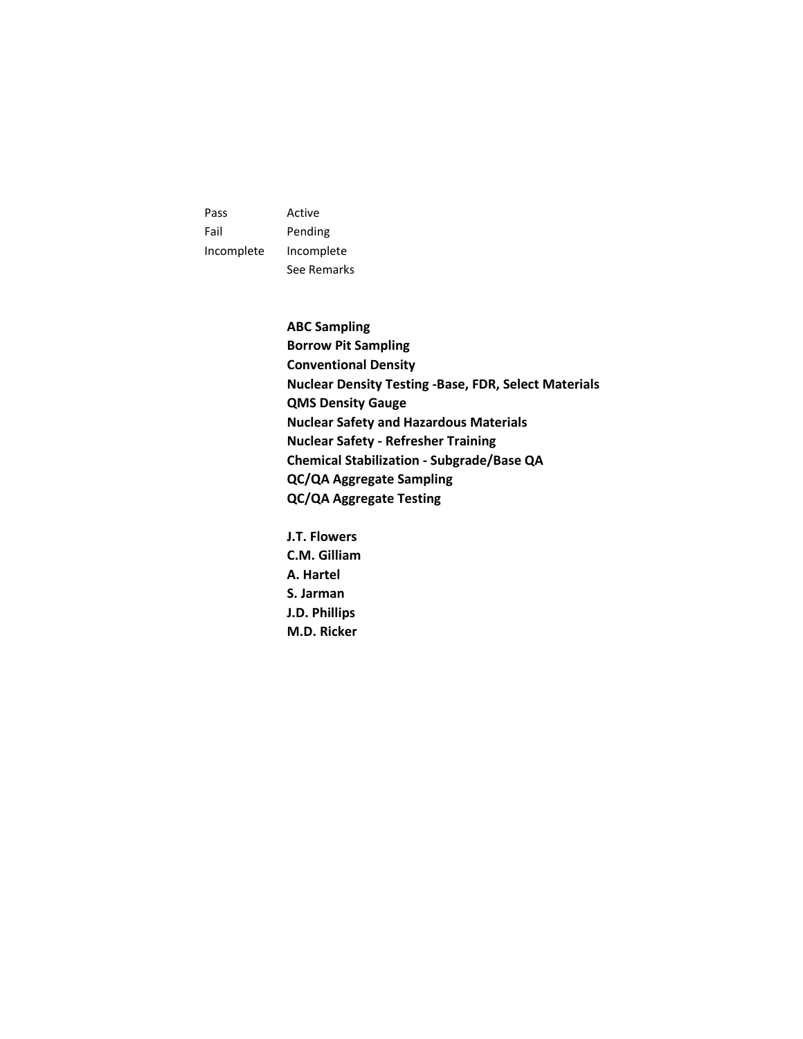| | |
|---|---|
| Pass | Active |
| Fail | Pending |
| Incomplete | Incomplete |
| | See Remarks |

**ABC Sampling**
**Borrow Pit Sampling**
**Conventional Density**
**Nuclear Density Testing -Base, FDR, Select Materials**
**QMS Density Gauge**
**Nuclear Safety and Hazardous Materials**
**Nuclear Safety - Refresher Training**
**Chemical Stabilization - Subgrade/Base QA**
**QC/QA Aggregate Sampling**
**QC/QA Aggregate Testing**

**J.T. Flowers**
**C.M. Gilliam**
**A. Hartel**
**S. Jarman**
**J.D. Phillips**
**M.D. Ricker**